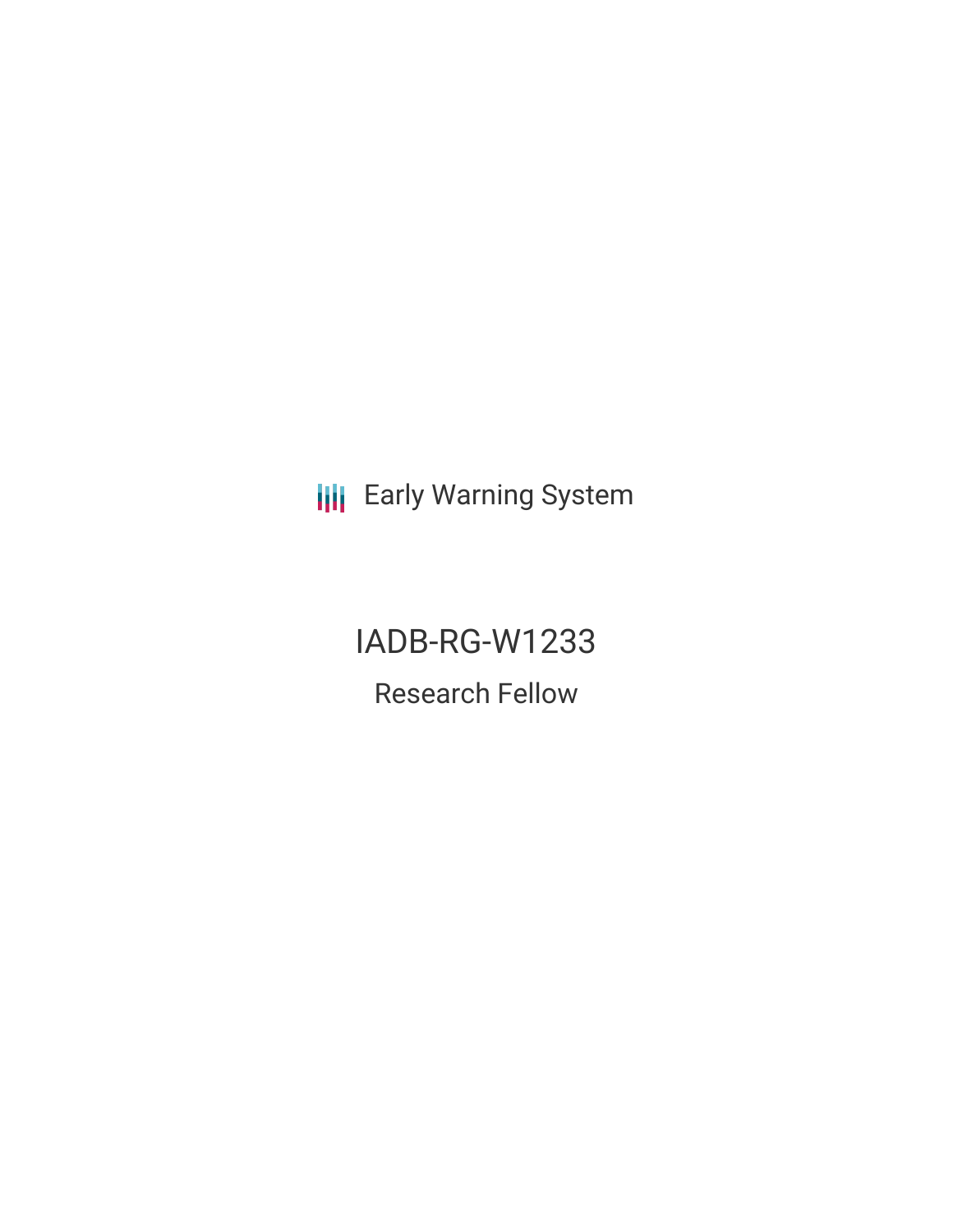Early Warning System

# IADB-RG-W1233

## Research Fellow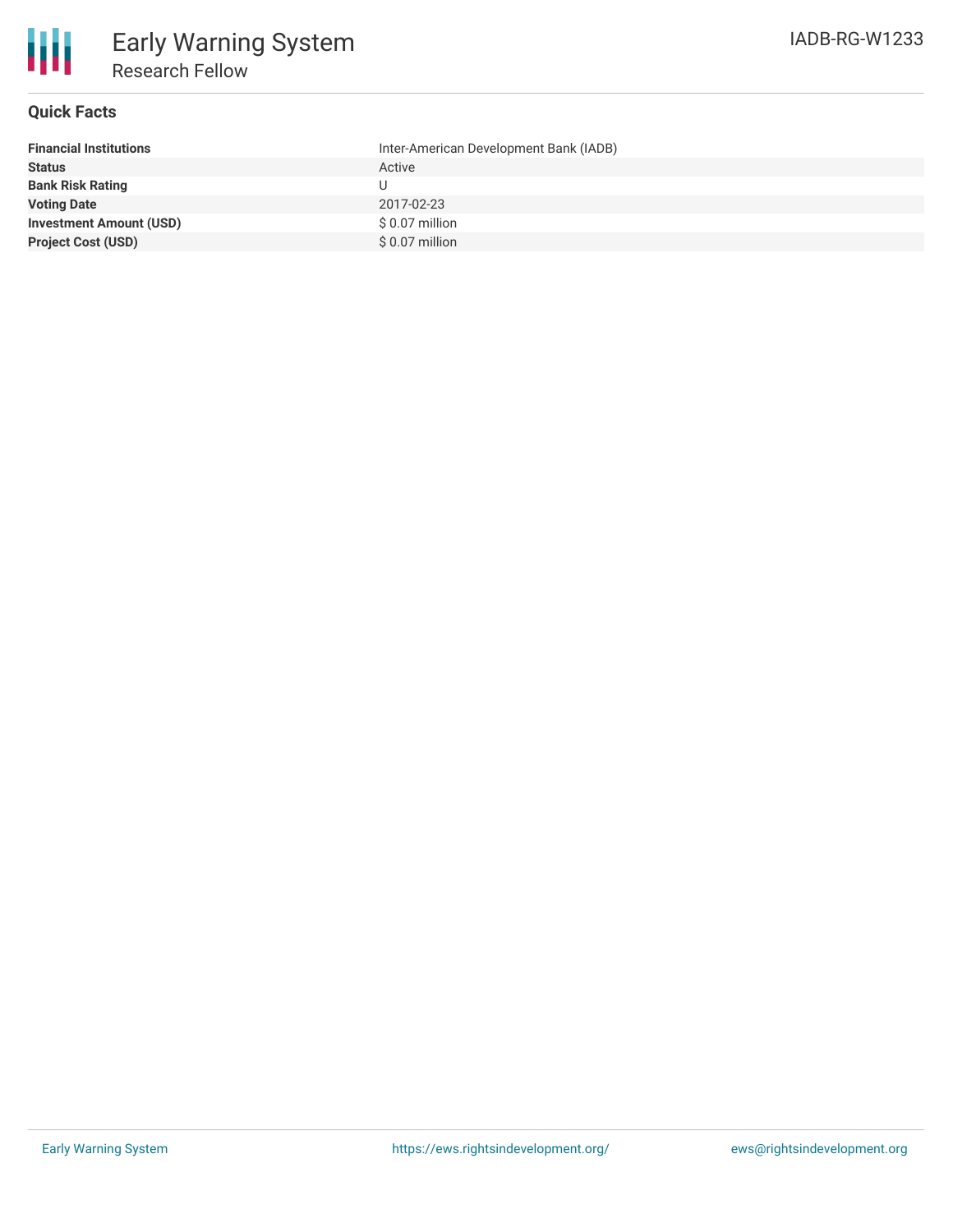# Early Warning System

## Research Fellow

IADB-RG-W1233

### Quick Facts

| | |
|---|---|
| **Financial Institutions** | Inter-American Development Bank (IADB) |
| **Status** | Active |
| **Bank Risk Rating** | U |
| **Voting Date** | 2017-02-23 |
| **Investment Amount (USD)** | $ 0.07 million |
| **Project Cost (USD)** | $ 0.07 million |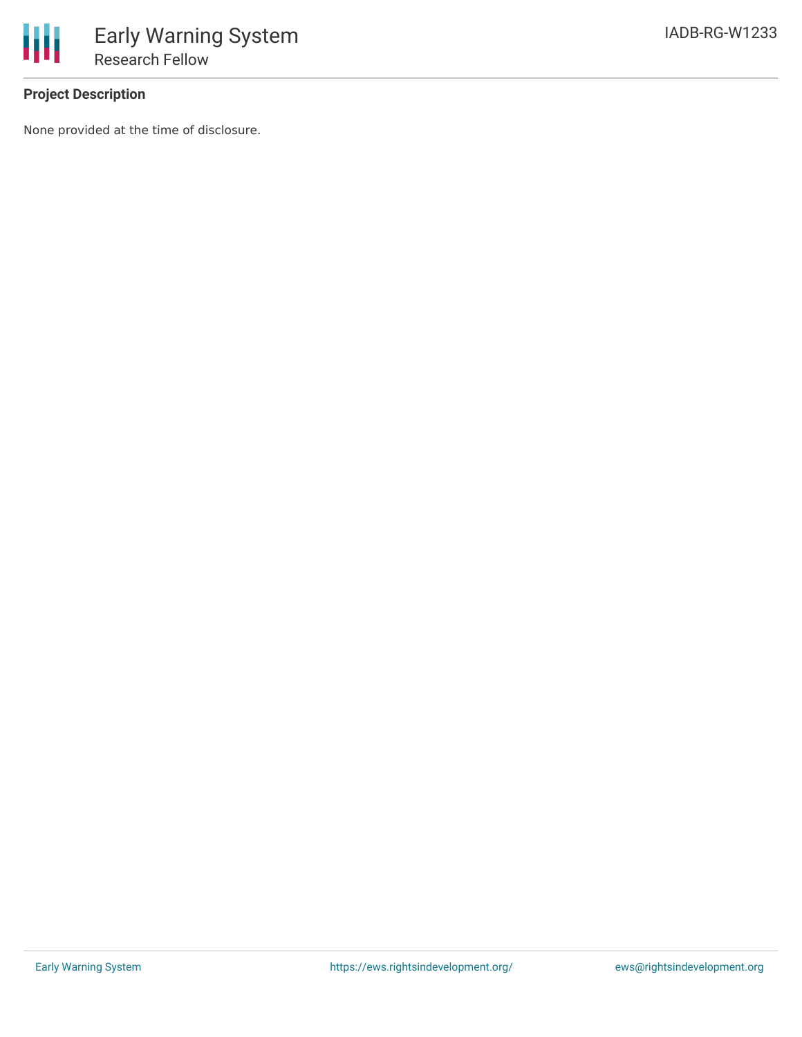### Project Description

None provided at the time of disclosure.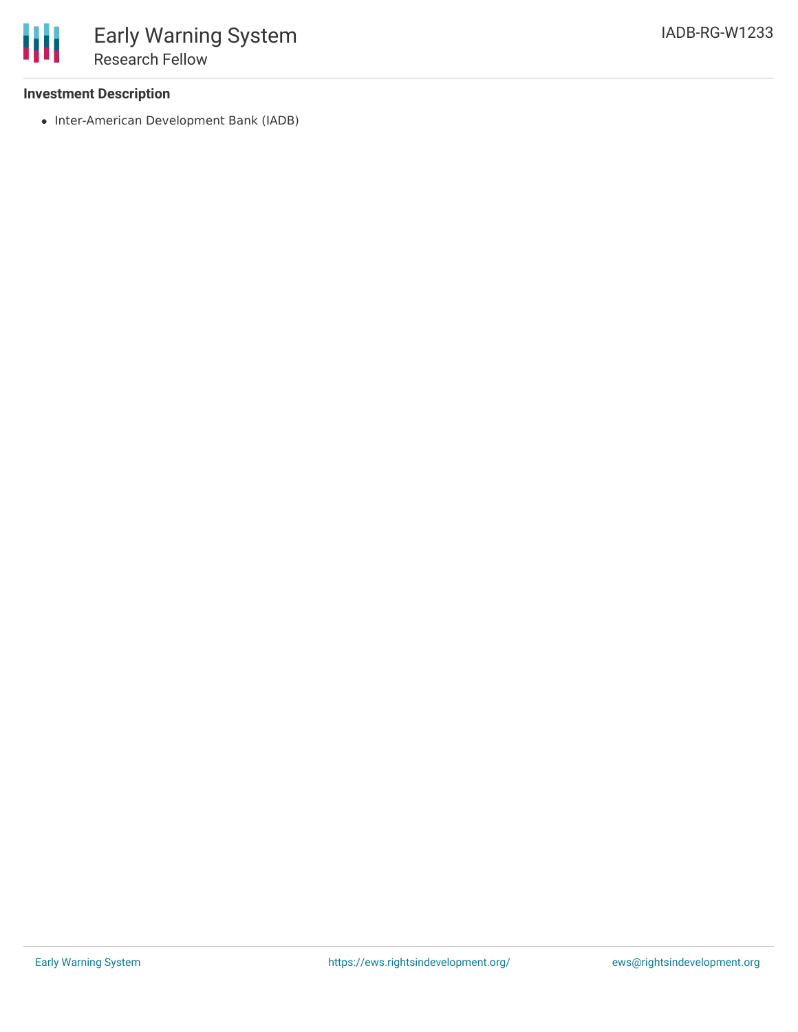### Investment Description

- Inter-American Development Bank (IADB)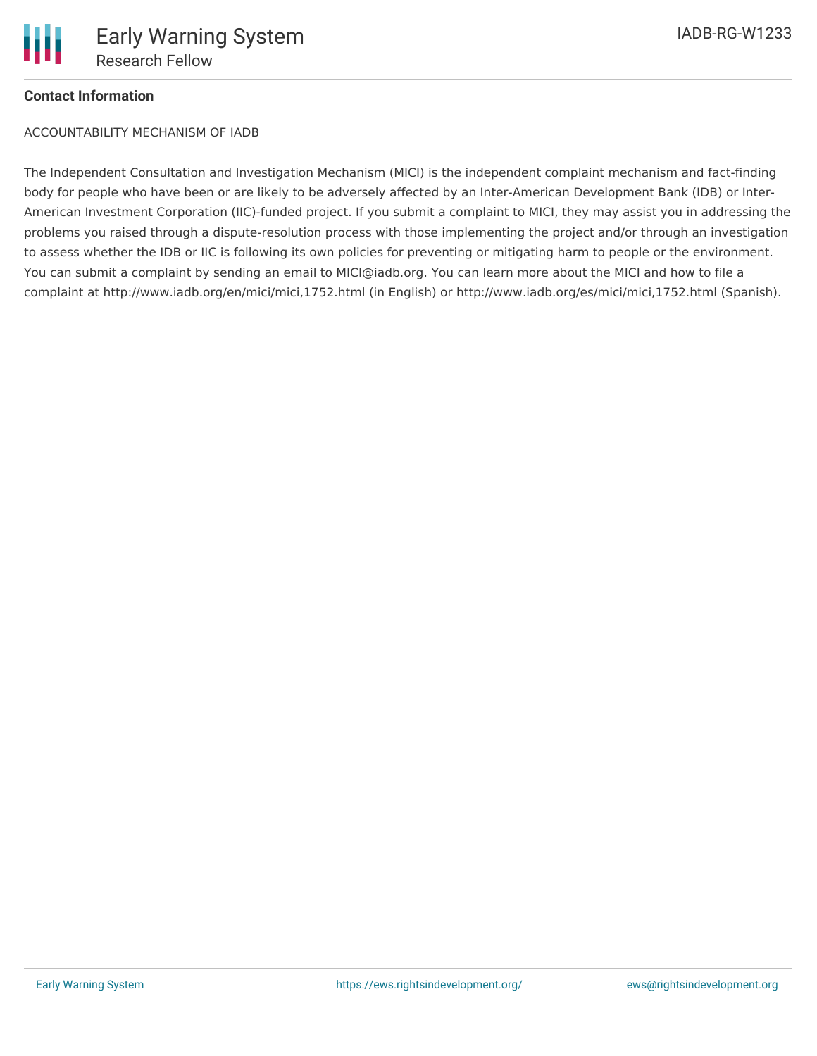**Contact Information**

ACCOUNTABILITY MECHANISM OF IADB

The Independent Consultation and Investigation Mechanism (MICI) is the independent complaint mechanism and fact-finding body for people who have been or are likely to be adversely affected by an Inter-American Development Bank (IDB) or Inter-American Investment Corporation (IIC)-funded project. If you submit a complaint to MICI, they may assist you in addressing the problems you raised through a dispute-resolution process with those implementing the project and/or through an investigation to assess whether the IDB or IIC is following its own policies for preventing or mitigating harm to people or the environment. You can submit a complaint by sending an email to MICI@iadb.org. You can learn more about the MICI and how to file a complaint at http://www.iadb.org/en/mici/mici,1752.html (in English) or http://www.iadb.org/es/mici/mici,1752.html (Spanish).